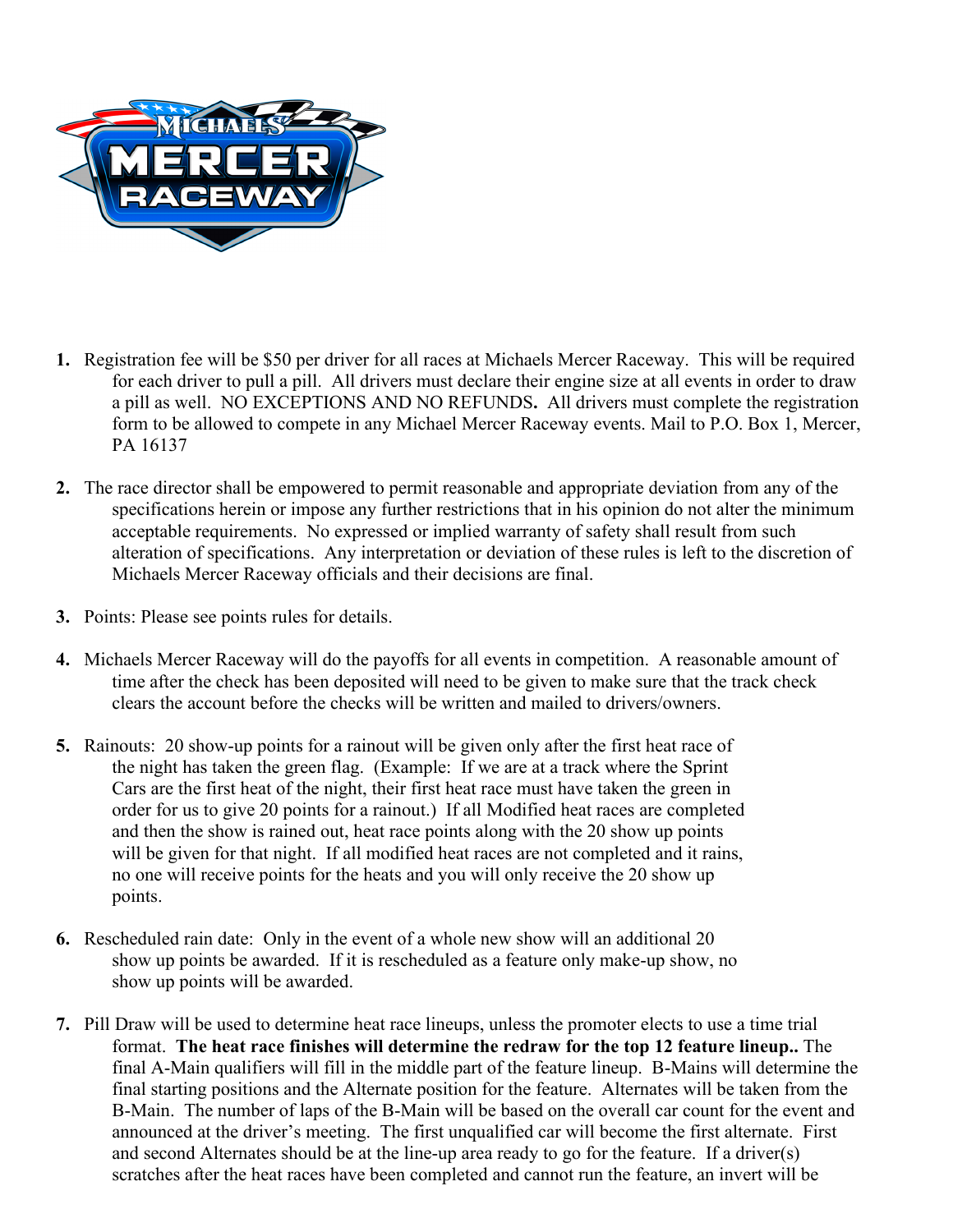1. **1.** Registration fee will be $50 per driver for all races at Michaels Mercer Raceway. This will be required for each driver to pull a pill. All drivers must declare their engine size at all events in order to draw a pill as well. NO EXCEPTIONS AND NO REFUNDS**.** All drivers must complete the registration form to be allowed to compete in any Michael Mercer Raceway events. Mail to P.O. Box 1, Mercer, PA 16137

2. **2.** The race director shall be empowered to permit reasonable and appropriate deviation from any of the specifications herein or impose any further restrictions that in his opinion do not alter the minimum acceptable requirements. No expressed or implied warranty of safety shall result from such alteration of specifications. Any interpretation or deviation of these rules is left to the discretion of Michaels Mercer Raceway officials and their decisions are final.

3. **3.** Points: Please see points rules for details.

4. **4.** Michaels Mercer Raceway will do the payoffs for all events in competition. A reasonable amount of time after the check has been deposited will need to be given to make sure that the track check clears the account before the checks will be written and mailed to drivers/owners.

5. **5.** Rainouts: 20 show-up points for a rainout will be given only after the first heat race of the night has taken the green flag. (Example: If we are at a track where the Sprint Cars are the first heat of the night, their first heat race must have taken the green in order for us to give 20 points for a rainout.) If all Modified heat races are completed and then the show is rained out, heat race points along with the 20 show up points will be given for that night. If all modified heat races are not completed and it rains, no one will receive points for the heats and you will only receive the 20 show up points.

6. **6.** Rescheduled rain date: Only in the event of a whole new show will an additional 20 show up points be awarded. If it is rescheduled as a feature only make-up show, no show up points will be awarded.

7. **7.** Pill Draw will be used to determine heat race lineups, unless the promoter elects to use a time trial format. **The heat race finishes will determine the redraw for the top 12 feature lineup..** The final A-Main qualifiers will fill in the middle part of the feature lineup. B-Mains will determine the final starting positions and the Alternate position for the feature. Alternates will be taken from the B-Main. The number of laps of the B-Main will be based on the overall car count for the event and announced at the driver's meeting. The first unqualified car will become the first alternate. First and second Alternates should be at the line-up area ready to go for the feature. If a driver(s) scratches after the heat races have been completed and cannot run the feature, an invert will be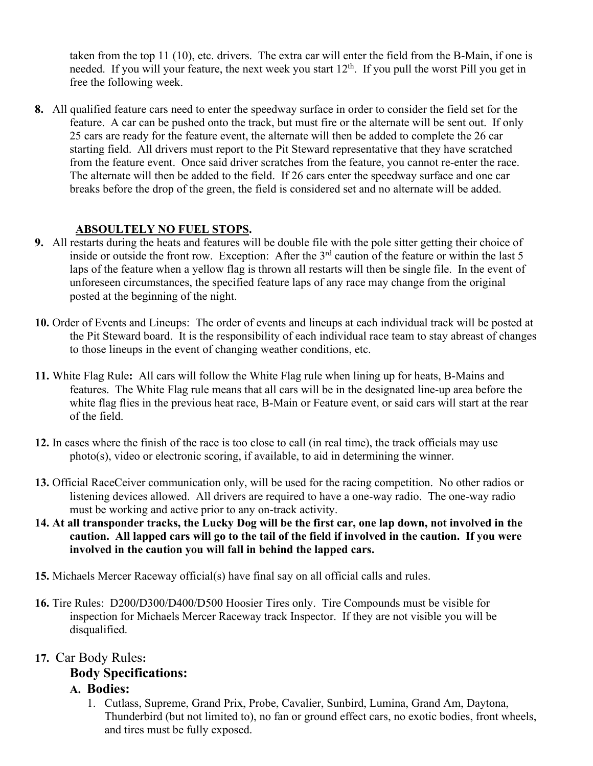taken from the top 11 (10), etc. drivers. The extra car will enter the field from the B-Main, if one is needed. If you will your feature, the next week you start 12th. If you pull the worst Pill you get in free the following week.

**8.** All qualified feature cars need to enter the speedway surface in order to consider the field set for the feature. A car can be pushed onto the track, but must fire or the alternate will be sent out. If only 25 cars are ready for the feature event, the alternate will then be added to complete the 26 car starting field. All drivers must report to the Pit Steward representative that they have scratched from the feature event. Once said driver scratches from the feature, you cannot re-enter the race. The alternate will then be added to the field. If 26 cars enter the speedway surface and one car breaks before the drop of the green, the field is considered set and no alternate will be added.

**ABSOULTELY NO FUEL STOPS.**

**9.** All restarts during the heats and features will be double file with the pole sitter getting their choice of inside or outside the front row. Exception: After the 3rd caution of the feature or within the last 5 laps of the feature when a yellow flag is thrown all restarts will then be single file. In the event of unforeseen circumstances, the specified feature laps of any race may change from the original posted at the beginning of the night.

**10.** Order of Events and Lineups: The order of events and lineups at each individual track will be posted at the Pit Steward board. It is the responsibility of each individual race team to stay abreast of changes to those lineups in the event of changing weather conditions, etc.

**11.** White Flag Rule**:** All cars will follow the White Flag rule when lining up for heats, B-Mains and features. The White Flag rule means that all cars will be in the designated line-up area before the white flag flies in the previous heat race, B-Main or Feature event, or said cars will start at the rear of the field.

**12.** In cases where the finish of the race is too close to call (in real time), the track officials may use photo(s), video or electronic scoring, if available, to aid in determining the winner.

**13.** Official RaceCeiver communication only, will be used for the racing competition. No other radios or listening devices allowed. All drivers are required to have a one-way radio. The one-way radio must be working and active prior to any on-track activity.

**14. At all transponder tracks, the Lucky Dog will be the first car, one lap down, not involved in the caution. All lapped cars will go to the tail of the field if involved in the caution. If you were involved in the caution you will fall in behind the lapped cars.**

**15.** Michaels Mercer Raceway official(s) have final say on all official calls and rules.

**16.** Tire Rules: D200/D300/D400/D500 Hoosier Tires only. Tire Compounds must be visible for inspection for Michaels Mercer Raceway track Inspector. If they are not visible you will be disqualified.

**17.** Car Body Rules**:**

### Body Specifications:

### A. Bodies:

1. Cutlass, Supreme, Grand Prix, Probe, Cavalier, Sunbird, Lumina, Grand Am, Daytona, Thunderbird (but not limited to), no fan or ground effect cars, no exotic bodies, front wheels, and tires must be fully exposed.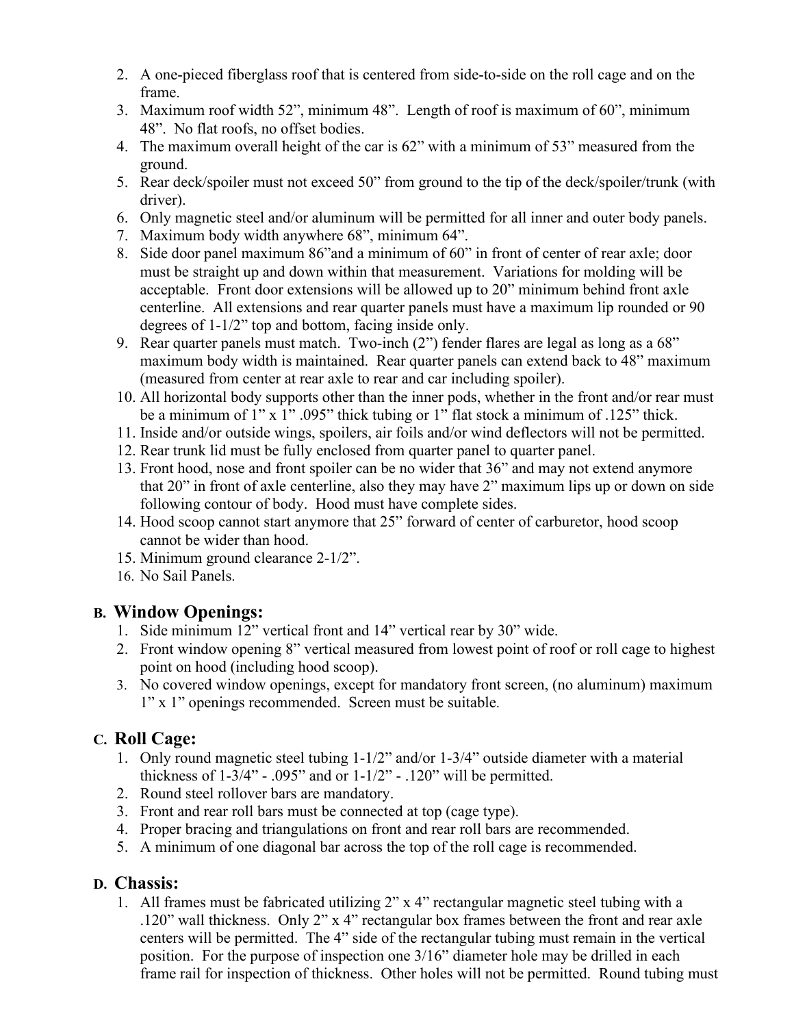2. A one-pieced fiberglass roof that is centered from side-to-side on the roll cage and on the frame.
3. Maximum roof width 52", minimum 48". Length of roof is maximum of 60", minimum 48". No flat roofs, no offset bodies.
4. The maximum overall height of the car is 62" with a minimum of 53" measured from the ground.
5. Rear deck/spoiler must not exceed 50" from ground to the tip of the deck/spoiler/trunk (with driver).
6. Only magnetic steel and/or aluminum will be permitted for all inner and outer body panels.
7. Maximum body width anywhere 68", minimum 64".
8. Side door panel maximum 86"and a minimum of 60" in front of center of rear axle; door must be straight up and down within that measurement. Variations for molding will be acceptable. Front door extensions will be allowed up to 20" minimum behind front axle centerline. All extensions and rear quarter panels must have a maximum lip rounded or 90 degrees of 1-1/2" top and bottom, facing inside only.
9. Rear quarter panels must match. Two-inch (2") fender flares are legal as long as a 68" maximum body width is maintained. Rear quarter panels can extend back to 48" maximum (measured from center at rear axle to rear and car including spoiler).
10. All horizontal body supports other than the inner pods, whether in the front and/or rear must be a minimum of 1" x 1" .095" thick tubing or 1" flat stock a minimum of .125" thick.
11. Inside and/or outside wings, spoilers, air foils and/or wind deflectors will not be permitted.
12. Rear trunk lid must be fully enclosed from quarter panel to quarter panel.
13. Front hood, nose and front spoiler can be no wider that 36" and may not extend anymore that 20" in front of axle centerline, also they may have 2" maximum lips up or down on side following contour of body. Hood must have complete sides.
14. Hood scoop cannot start anymore that 25" forward of center of carburetor, hood scoop cannot be wider than hood.
15. Minimum ground clearance 2-1/2".
16. No Sail Panels.

## B. Window Openings:

1. Side minimum 12" vertical front and 14" vertical rear by 30" wide.
2. Front window opening 8" vertical measured from lowest point of roof or roll cage to highest point on hood (including hood scoop).
3. No covered window openings, except for mandatory front screen, (no aluminum) maximum 1" x 1" openings recommended. Screen must be suitable.

## C. Roll Cage:

1. Only round magnetic steel tubing 1-1/2" and/or 1-3/4" outside diameter with a material thickness of 1-3/4" - .095" and or 1-1/2" - .120" will be permitted.
2. Round steel rollover bars are mandatory.
3. Front and rear roll bars must be connected at top (cage type).
4. Proper bracing and triangulations on front and rear roll bars are recommended.
5. A minimum of one diagonal bar across the top of the roll cage is recommended.

## D. Chassis:

1. All frames must be fabricated utilizing 2" x 4" rectangular magnetic steel tubing with a .120" wall thickness. Only 2" x 4" rectangular box frames between the front and rear axle centers will be permitted. The 4" side of the rectangular tubing must remain in the vertical position. For the purpose of inspection one 3/16" diameter hole may be drilled in each frame rail for inspection of thickness. Other holes will not be permitted. Round tubing must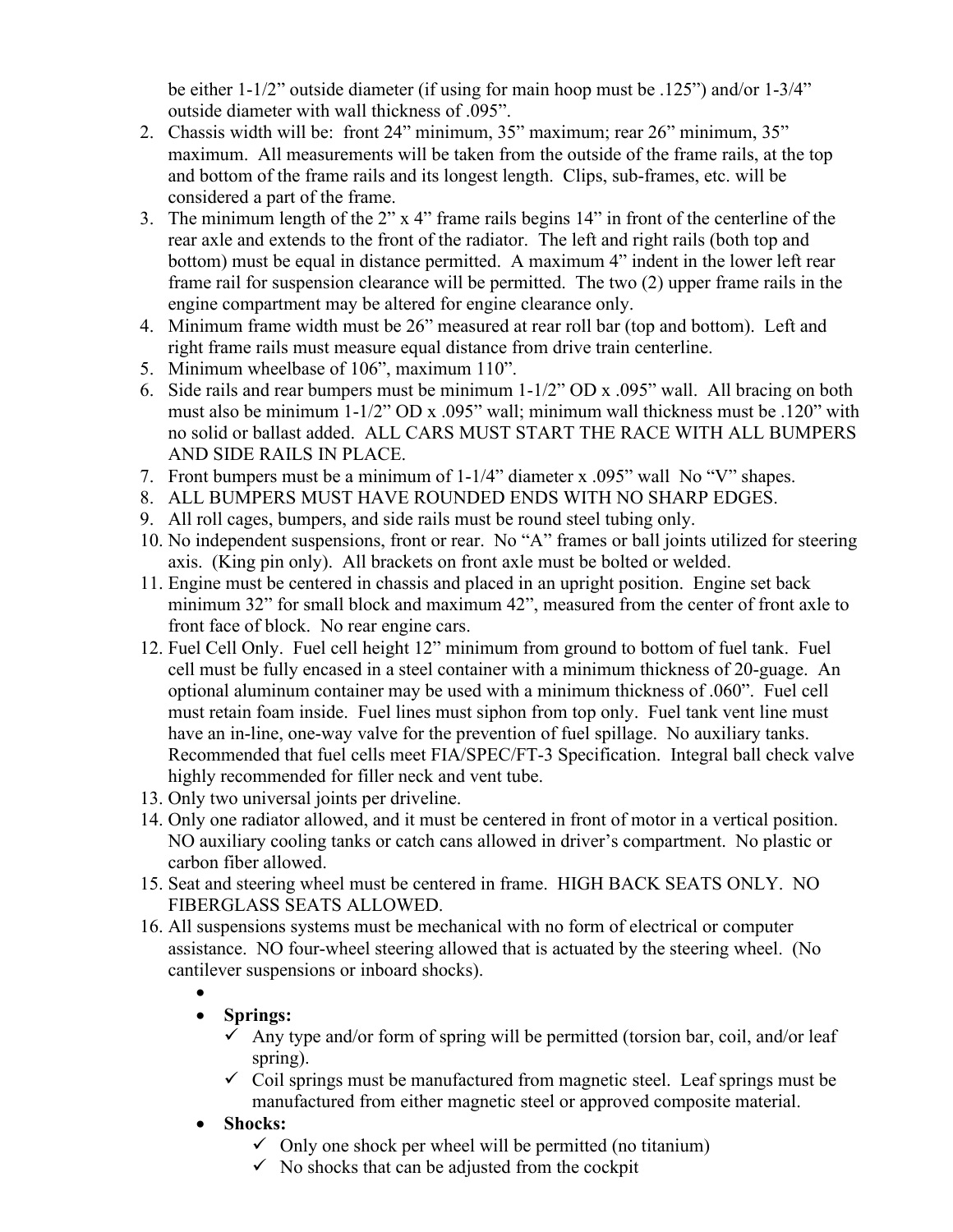be either 1-1/2" outside diameter (if using for main hoop must be .125") and/or 1-3/4" outside diameter with wall thickness of .095".

2. Chassis width will be: front 24" minimum, 35" maximum; rear 26" minimum, 35" maximum. All measurements will be taken from the outside of the frame rails, at the top and bottom of the frame rails and its longest length. Clips, sub-frames, etc. will be considered a part of the frame.
3. The minimum length of the 2" x 4" frame rails begins 14" in front of the centerline of the rear axle and extends to the front of the radiator. The left and right rails (both top and bottom) must be equal in distance permitted. A maximum 4" indent in the lower left rear frame rail for suspension clearance will be permitted. The two (2) upper frame rails in the engine compartment may be altered for engine clearance only.
4. Minimum frame width must be 26" measured at rear roll bar (top and bottom). Left and right frame rails must measure equal distance from drive train centerline.
5. Minimum wheelbase of 106", maximum 110".
6. Side rails and rear bumpers must be minimum 1-1/2" OD x .095" wall. All bracing on both must also be minimum 1-1/2" OD x .095" wall; minimum wall thickness must be .120" with no solid or ballast added. ALL CARS MUST START THE RACE WITH ALL BUMPERS AND SIDE RAILS IN PLACE.
7. Front bumpers must be a minimum of 1-1/4" diameter x .095" wall No "V" shapes.
8. ALL BUMPERS MUST HAVE ROUNDED ENDS WITH NO SHARP EDGES.
9. All roll cages, bumpers, and side rails must be round steel tubing only.
10. No independent suspensions, front or rear. No "A" frames or ball joints utilized for steering axis. (King pin only). All brackets on front axle must be bolted or welded.
11. Engine must be centered in chassis and placed in an upright position. Engine set back minimum 32" for small block and maximum 42", measured from the center of front axle to front face of block. No rear engine cars.
12. Fuel Cell Only. Fuel cell height 12" minimum from ground to bottom of fuel tank. Fuel cell must be fully encased in a steel container with a minimum thickness of 20-guage. An optional aluminum container may be used with a minimum thickness of .060". Fuel cell must retain foam inside. Fuel lines must siphon from top only. Fuel tank vent line must have an in-line, one-way valve for the prevention of fuel spillage. No auxiliary tanks. Recommended that fuel cells meet FIA/SPEC/FT-3 Specification. Integral ball check valve highly recommended for filler neck and vent tube.
13. Only two universal joints per driveline.
14. Only one radiator allowed, and it must be centered in front of motor in a vertical position. NO auxiliary cooling tanks or catch cans allowed in driver's compartment. No plastic or carbon fiber allowed.
15. Seat and steering wheel must be centered in frame. HIGH BACK SEATS ONLY. NO FIBERGLASS SEATS ALLOWED.
16. All suspensions systems must be mechanical with no form of electrical or computer assistance. NO four-wheel steering allowed that is actuated by the steering wheel. (No cantilever suspensions or inboard shocks).
    -
    - **Springs:**
      - ✓ Any type and/or form of spring will be permitted (torsion bar, coil, and/or leaf spring).
      - ✓ Coil springs must be manufactured from magnetic steel. Leaf springs must be manufactured from either magnetic steel or approved composite material.
    - **Shocks:**
      - ✓ Only one shock per wheel will be permitted (no titanium)
      - ✓ No shocks that can be adjusted from the cockpit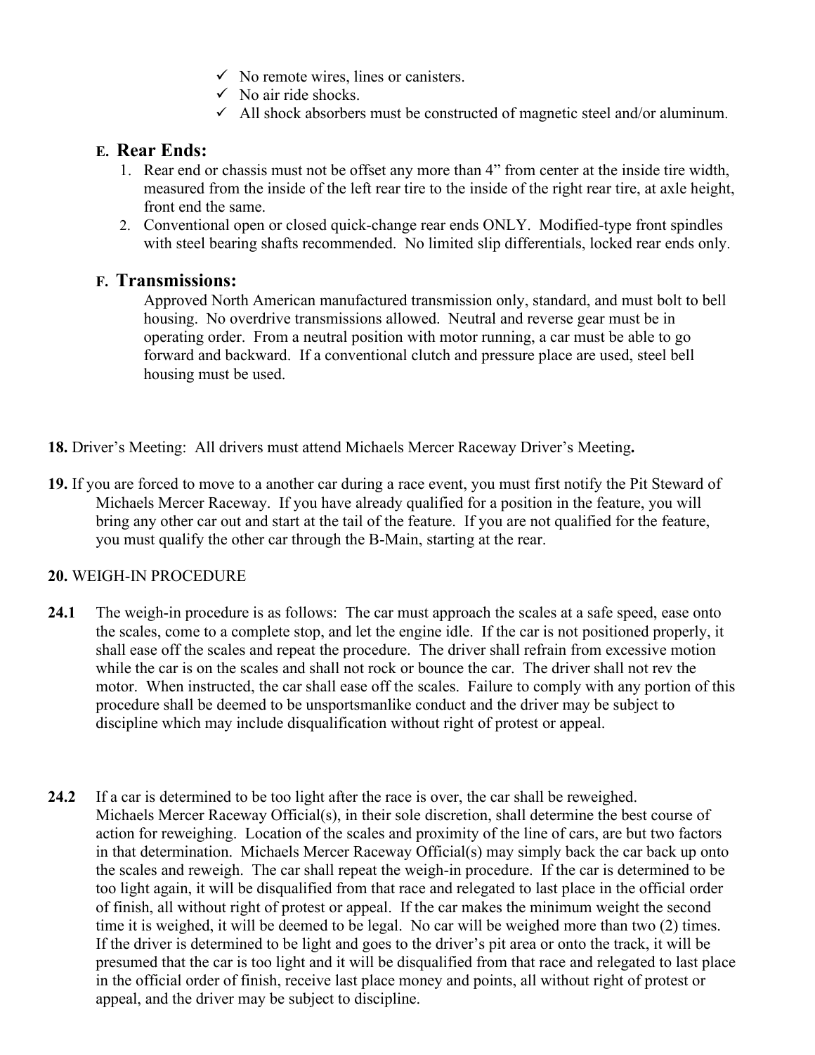- ✓ No remote wires, lines or canisters.
- ✓ No air ride shocks.
- ✓ All shock absorbers must be constructed of magnetic steel and/or aluminum.

### E. Rear Ends:

1. Rear end or chassis must not be offset any more than 4" from center at the inside tire width, measured from the inside of the left rear tire to the inside of the right rear tire, at axle height, front end the same.
2. Conventional open or closed quick-change rear ends ONLY. Modified-type front spindles with steel bearing shafts recommended. No limited slip differentials, locked rear ends only.

### F. Transmissions:

Approved North American manufactured transmission only, standard, and must bolt to bell housing. No overdrive transmissions allowed. Neutral and reverse gear must be in operating order. From a neutral position with motor running, a car must be able to go forward and backward. If a conventional clutch and pressure place are used, steel bell housing must be used.

**18.** Driver's Meeting: All drivers must attend Michaels Mercer Raceway Driver's Meeting**.**

**19.** If you are forced to move to a another car during a race event, you must first notify the Pit Steward of Michaels Mercer Raceway. If you have already qualified for a position in the feature, you will bring any other car out and start at the tail of the feature. If you are not qualified for the feature, you must qualify the other car through the B-Main, starting at the rear.

**20.** WEIGH-IN PROCEDURE

**24.1** The weigh-in procedure is as follows: The car must approach the scales at a safe speed, ease onto the scales, come to a complete stop, and let the engine idle. If the car is not positioned properly, it shall ease off the scales and repeat the procedure. The driver shall refrain from excessive motion while the car is on the scales and shall not rock or bounce the car. The driver shall not rev the motor. When instructed, the car shall ease off the scales. Failure to comply with any portion of this procedure shall be deemed to be unsportsmanlike conduct and the driver may be subject to discipline which may include disqualification without right of protest or appeal.

**24.2** If a car is determined to be too light after the race is over, the car shall be reweighed. Michaels Mercer Raceway Official(s), in their sole discretion, shall determine the best course of action for reweighing. Location of the scales and proximity of the line of cars, are but two factors in that determination. Michaels Mercer Raceway Official(s) may simply back the car back up onto the scales and reweigh. The car shall repeat the weigh-in procedure. If the car is determined to be too light again, it will be disqualified from that race and relegated to last place in the official order of finish, all without right of protest or appeal. If the car makes the minimum weight the second time it is weighed, it will be deemed to be legal. No car will be weighed more than two (2) times. If the driver is determined to be light and goes to the driver's pit area or onto the track, it will be presumed that the car is too light and it will be disqualified from that race and relegated to last place in the official order of finish, receive last place money and points, all without right of protest or appeal, and the driver may be subject to discipline.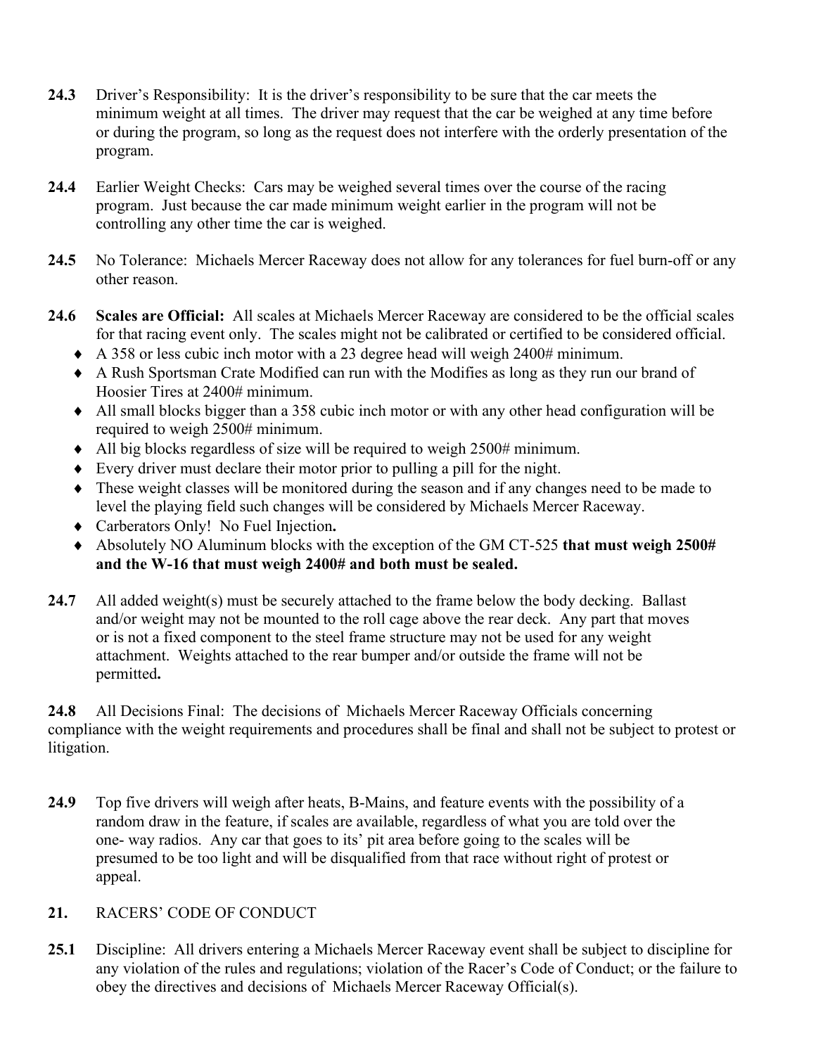**24.3** Driver's Responsibility: It is the driver's responsibility to be sure that the car meets the minimum weight at all times. The driver may request that the car be weighed at any time before or during the program, so long as the request does not interfere with the orderly presentation of the program.

**24.4** Earlier Weight Checks: Cars may be weighed several times over the course of the racing program. Just because the car made minimum weight earlier in the program will not be controlling any other time the car is weighed.

**24.5** No Tolerance: Michaels Mercer Raceway does not allow for any tolerances for fuel burn-off or any other reason.

**24.6** **Scales are Official:** All scales at Michaels Mercer Raceway are considered to be the official scales for that racing event only. The scales might not be calibrated or certified to be considered official.

- A 358 or less cubic inch motor with a 23 degree head will weigh 2400# minimum.
- A Rush Sportsman Crate Modified can run with the Modifies as long as they run our brand of Hoosier Tires at 2400# minimum.
- All small blocks bigger than a 358 cubic inch motor or with any other head configuration will be required to weigh 2500# minimum.
- All big blocks regardless of size will be required to weigh 2500# minimum.
- Every driver must declare their motor prior to pulling a pill for the night.
- These weight classes will be monitored during the season and if any changes need to be made to level the playing field such changes will be considered by Michaels Mercer Raceway.
- Carberators Only! No Fuel Injection**.**
- Absolutely NO Aluminum blocks with the exception of the GM CT-525 **that must weigh 2500# and the W-16 that must weigh 2400# and both must be sealed.**

**24.7** All added weight(s) must be securely attached to the frame below the body decking. Ballast and/or weight may not be mounted to the roll cage above the rear deck. Any part that moves or is not a fixed component to the steel frame structure may not be used for any weight attachment. Weights attached to the rear bumper and/or outside the frame will not be permitted**.**

**24.8** All Decisions Final: The decisions of Michaels Mercer Raceway Officials concerning compliance with the weight requirements and procedures shall be final and shall not be subject to protest or litigation.

**24.9** Top five drivers will weigh after heats, B-Mains, and feature events with the possibility of a random draw in the feature, if scales are available, regardless of what you are told over the one- way radios. Any car that goes to its' pit area before going to the scales will be presumed to be too light and will be disqualified from that race without right of protest or appeal.

**21.** RACERS' CODE OF CONDUCT

**25.1** Discipline: All drivers entering a Michaels Mercer Raceway event shall be subject to discipline for any violation of the rules and regulations; violation of the Racer's Code of Conduct; or the failure to obey the directives and decisions of Michaels Mercer Raceway Official(s).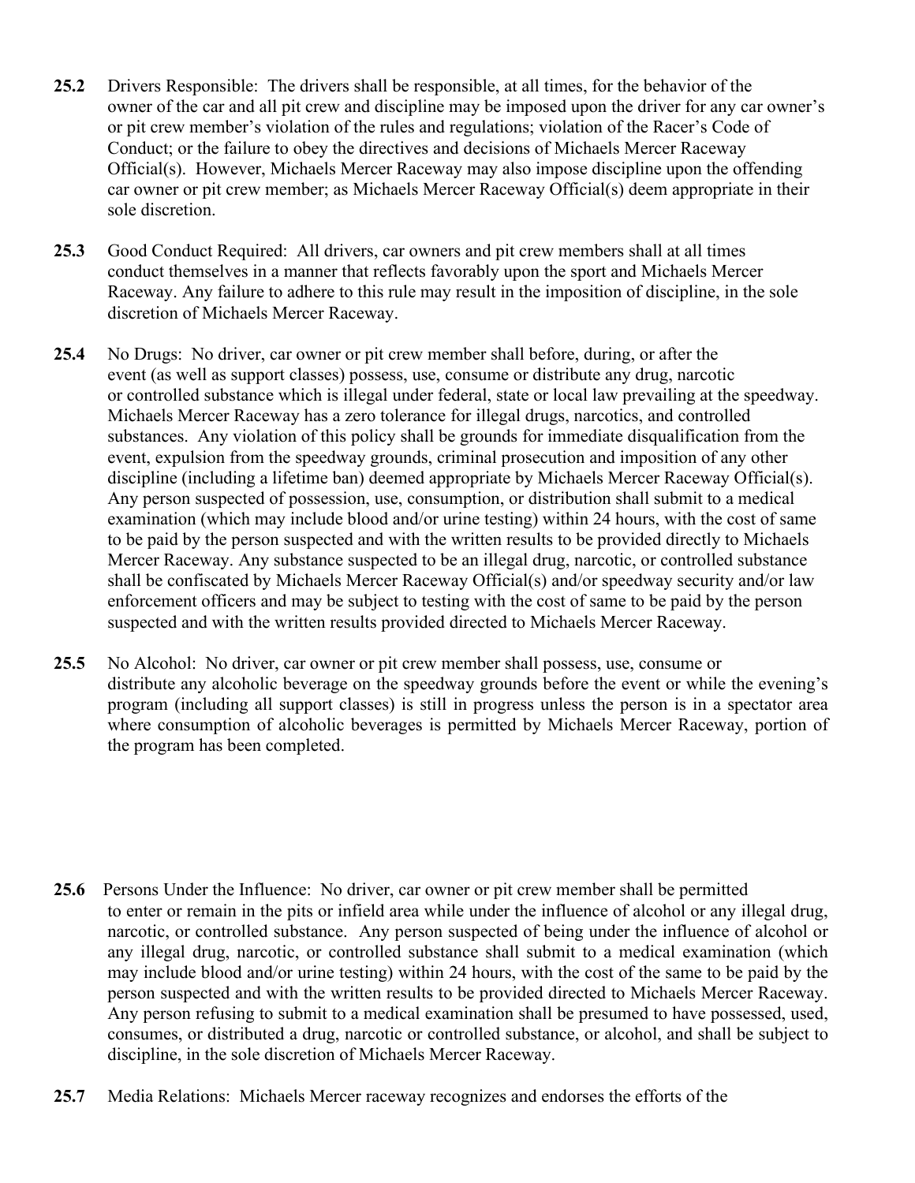**25.2** Drivers Responsible: The drivers shall be responsible, at all times, for the behavior of the owner of the car and all pit crew and discipline may be imposed upon the driver for any car owner's or pit crew member's violation of the rules and regulations; violation of the Racer's Code of Conduct; or the failure to obey the directives and decisions of Michaels Mercer Raceway Official(s). However, Michaels Mercer Raceway may also impose discipline upon the offending car owner or pit crew member; as Michaels Mercer Raceway Official(s) deem appropriate in their sole discretion.

**25.3** Good Conduct Required: All drivers, car owners and pit crew members shall at all times conduct themselves in a manner that reflects favorably upon the sport and Michaels Mercer Raceway. Any failure to adhere to this rule may result in the imposition of discipline, in the sole discretion of Michaels Mercer Raceway.

**25.4** No Drugs: No driver, car owner or pit crew member shall before, during, or after the event (as well as support classes) possess, use, consume or distribute any drug, narcotic or controlled substance which is illegal under federal, state or local law prevailing at the speedway. Michaels Mercer Raceway has a zero tolerance for illegal drugs, narcotics, and controlled substances. Any violation of this policy shall be grounds for immediate disqualification from the event, expulsion from the speedway grounds, criminal prosecution and imposition of any other discipline (including a lifetime ban) deemed appropriate by Michaels Mercer Raceway Official(s). Any person suspected of possession, use, consumption, or distribution shall submit to a medical examination (which may include blood and/or urine testing) within 24 hours, with the cost of same to be paid by the person suspected and with the written results to be provided directly to Michaels Mercer Raceway. Any substance suspected to be an illegal drug, narcotic, or controlled substance shall be confiscated by Michaels Mercer Raceway Official(s) and/or speedway security and/or law enforcement officers and may be subject to testing with the cost of same to be paid by the person suspected and with the written results provided directed to Michaels Mercer Raceway.

**25.5** No Alcohol: No driver, car owner or pit crew member shall possess, use, consume or distribute any alcoholic beverage on the speedway grounds before the event or while the evening's program (including all support classes) is still in progress unless the person is in a spectator area where consumption of alcoholic beverages is permitted by Michaels Mercer Raceway, portion of the program has been completed.

**25.6** Persons Under the Influence: No driver, car owner or pit crew member shall be permitted to enter or remain in the pits or infield area while under the influence of alcohol or any illegal drug, narcotic, or controlled substance. Any person suspected of being under the influence of alcohol or any illegal drug, narcotic, or controlled substance shall submit to a medical examination (which may include blood and/or urine testing) within 24 hours, with the cost of the same to be paid by the person suspected and with the written results to be provided directed to Michaels Mercer Raceway. Any person refusing to submit to a medical examination shall be presumed to have possessed, used, consumes, or distributed a drug, narcotic or controlled substance, or alcohol, and shall be subject to discipline, in the sole discretion of Michaels Mercer Raceway.

**25.7** Media Relations: Michaels Mercer raceway recognizes and endorses the efforts of the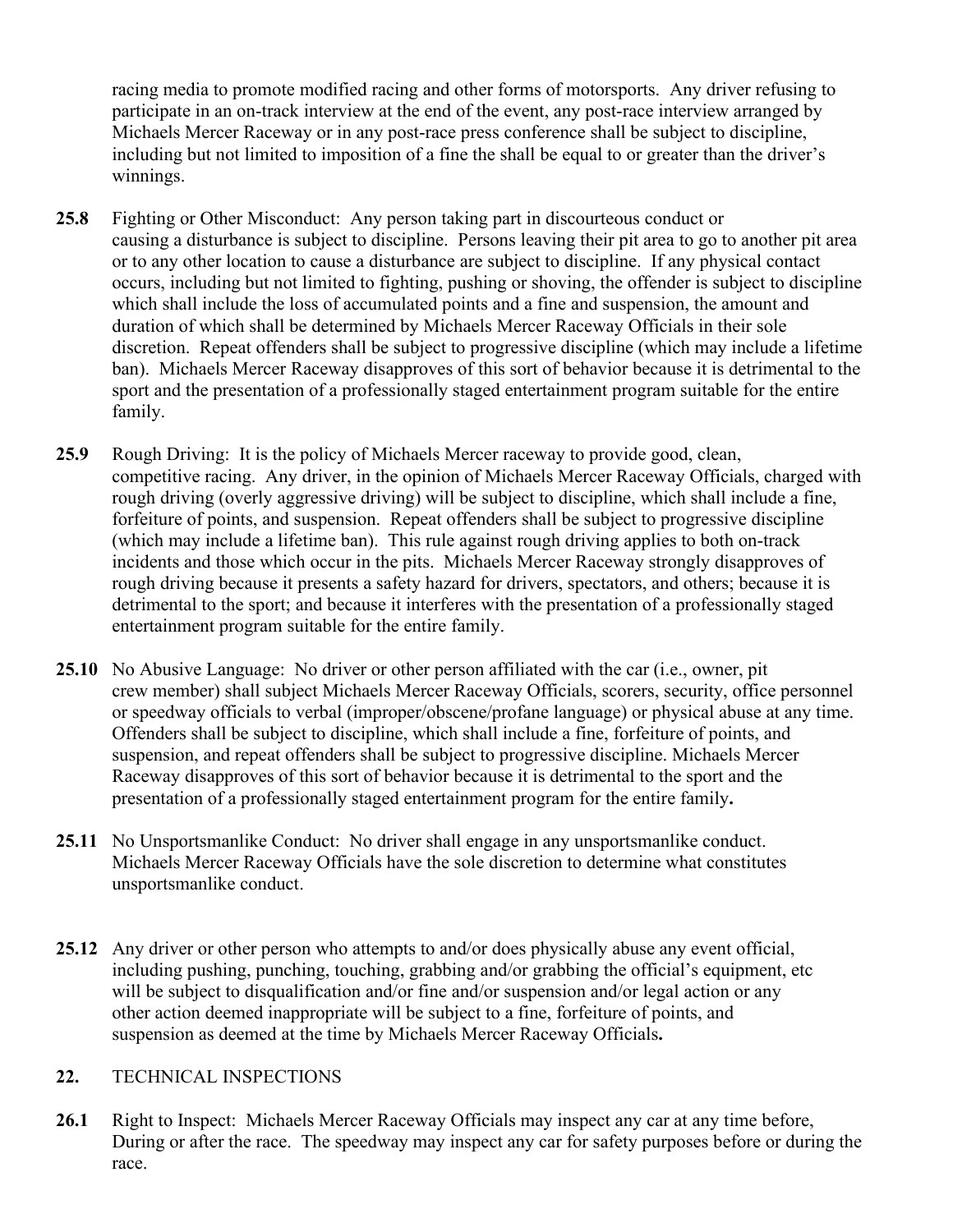racing media to promote modified racing and other forms of motorsports. Any driver refusing to participate in an on-track interview at the end of the event, any post-race interview arranged by Michaels Mercer Raceway or in any post-race press conference shall be subject to discipline, including but not limited to imposition of a fine the shall be equal to or greater than the driver's winnings.

**25.8** Fighting or Other Misconduct: Any person taking part in discourteous conduct or causing a disturbance is subject to discipline. Persons leaving their pit area to go to another pit area or to any other location to cause a disturbance are subject to discipline. If any physical contact occurs, including but not limited to fighting, pushing or shoving, the offender is subject to discipline which shall include the loss of accumulated points and a fine and suspension, the amount and duration of which shall be determined by Michaels Mercer Raceway Officials in their sole discretion. Repeat offenders shall be subject to progressive discipline (which may include a lifetime ban). Michaels Mercer Raceway disapproves of this sort of behavior because it is detrimental to the sport and the presentation of a professionally staged entertainment program suitable for the entire family.

**25.9** Rough Driving: It is the policy of Michaels Mercer raceway to provide good, clean, competitive racing. Any driver, in the opinion of Michaels Mercer Raceway Officials, charged with rough driving (overly aggressive driving) will be subject to discipline, which shall include a fine, forfeiture of points, and suspension. Repeat offenders shall be subject to progressive discipline (which may include a lifetime ban). This rule against rough driving applies to both on-track incidents and those which occur in the pits. Michaels Mercer Raceway strongly disapproves of rough driving because it presents a safety hazard for drivers, spectators, and others; because it is detrimental to the sport; and because it interferes with the presentation of a professionally staged entertainment program suitable for the entire family.

**25.10** No Abusive Language: No driver or other person affiliated with the car (i.e., owner, pit crew member) shall subject Michaels Mercer Raceway Officials, scorers, security, office personnel or speedway officials to verbal (improper/obscene/profane language) or physical abuse at any time. Offenders shall be subject to discipline, which shall include a fine, forfeiture of points, and suspension, and repeat offenders shall be subject to progressive discipline. Michaels Mercer Raceway disapproves of this sort of behavior because it is detrimental to the sport and the presentation of a professionally staged entertainment program for the entire family**.**

**25.11** No Unsportsmanlike Conduct: No driver shall engage in any unsportsmanlike conduct. Michaels Mercer Raceway Officials have the sole discretion to determine what constitutes unsportsmanlike conduct.

**25.12** Any driver or other person who attempts to and/or does physically abuse any event official, including pushing, punching, touching, grabbing and/or grabbing the official's equipment, etc will be subject to disqualification and/or fine and/or suspension and/or legal action or any other action deemed inappropriate will be subject to a fine, forfeiture of points, and suspension as deemed at the time by Michaels Mercer Raceway Officials**.**

## 22. TECHNICAL INSPECTIONS

**26.1** Right to Inspect: Michaels Mercer Raceway Officials may inspect any car at any time before, During or after the race. The speedway may inspect any car for safety purposes before or during the race.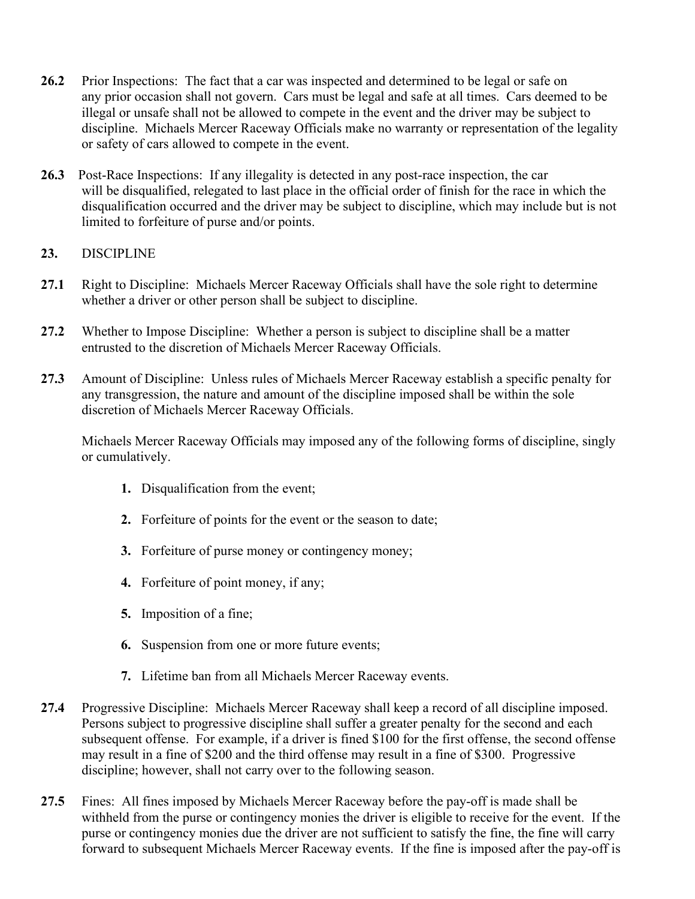**26.2** Prior Inspections: The fact that a car was inspected and determined to be legal or safe on any prior occasion shall not govern. Cars must be legal and safe at all times. Cars deemed to be illegal or unsafe shall not be allowed to compete in the event and the driver may be subject to discipline. Michaels Mercer Raceway Officials make no warranty or representation of the legality or safety of cars allowed to compete in the event.

**26.3** Post-Race Inspections: If any illegality is detected in any post-race inspection, the car will be disqualified, relegated to last place in the official order of finish for the race in which the disqualification occurred and the driver may be subject to discipline, which may include but is not limited to forfeiture of purse and/or points.

## 23. DISCIPLINE

**27.1** Right to Discipline: Michaels Mercer Raceway Officials shall have the sole right to determine whether a driver or other person shall be subject to discipline.

**27.2** Whether to Impose Discipline: Whether a person is subject to discipline shall be a matter entrusted to the discretion of Michaels Mercer Raceway Officials.

**27.3** Amount of Discipline: Unless rules of Michaels Mercer Raceway establish a specific penalty for any transgression, the nature and amount of the discipline imposed shall be within the sole discretion of Michaels Mercer Raceway Officials.

Michaels Mercer Raceway Officials may imposed any of the following forms of discipline, singly or cumulatively.

1. Disqualification from the event;
2. Forfeiture of points for the event or the season to date;
3. Forfeiture of purse money or contingency money;
4. Forfeiture of point money, if any;
5. Imposition of a fine;
6. Suspension from one or more future events;
7. Lifetime ban from all Michaels Mercer Raceway events.

**27.4** Progressive Discipline: Michaels Mercer Raceway shall keep a record of all discipline imposed. Persons subject to progressive discipline shall suffer a greater penalty for the second and each subsequent offense. For example, if a driver is fined $100 for the first offense, the second offense may result in a fine of $200 and the third offense may result in a fine of $300. Progressive discipline; however, shall not carry over to the following season.

**27.5** Fines: All fines imposed by Michaels Mercer Raceway before the pay-off is made shall be withheld from the purse or contingency monies the driver is eligible to receive for the event. If the purse or contingency monies due the driver are not sufficient to satisfy the fine, the fine will carry forward to subsequent Michaels Mercer Raceway events. If the fine is imposed after the pay-off is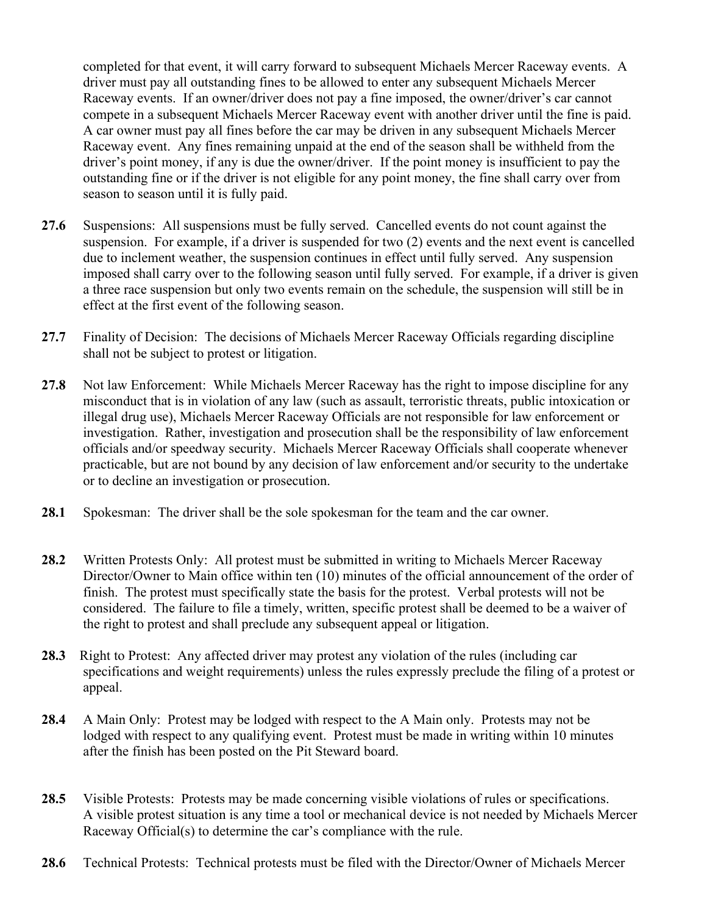completed for that event, it will carry forward to subsequent Michaels Mercer Raceway events. A driver must pay all outstanding fines to be allowed to enter any subsequent Michaels Mercer Raceway events. If an owner/driver does not pay a fine imposed, the owner/driver's car cannot compete in a subsequent Michaels Mercer Raceway event with another driver until the fine is paid. A car owner must pay all fines before the car may be driven in any subsequent Michaels Mercer Raceway event. Any fines remaining unpaid at the end of the season shall be withheld from the driver's point money, if any is due the owner/driver. If the point money is insufficient to pay the outstanding fine or if the driver is not eligible for any point money, the fine shall carry over from season to season until it is fully paid.

**27.6** Suspensions: All suspensions must be fully served. Cancelled events do not count against the suspension. For example, if a driver is suspended for two (2) events and the next event is cancelled due to inclement weather, the suspension continues in effect until fully served. Any suspension imposed shall carry over to the following season until fully served. For example, if a driver is given a three race suspension but only two events remain on the schedule, the suspension will still be in effect at the first event of the following season.

**27.7** Finality of Decision: The decisions of Michaels Mercer Raceway Officials regarding discipline shall not be subject to protest or litigation.

**27.8** Not law Enforcement: While Michaels Mercer Raceway has the right to impose discipline for any misconduct that is in violation of any law (such as assault, terroristic threats, public intoxication or illegal drug use), Michaels Mercer Raceway Officials are not responsible for law enforcement or investigation. Rather, investigation and prosecution shall be the responsibility of law enforcement officials and/or speedway security. Michaels Mercer Raceway Officials shall cooperate whenever practicable, but are not bound by any decision of law enforcement and/or security to the undertake or to decline an investigation or prosecution.

**28.1** Spokesman: The driver shall be the sole spokesman for the team and the car owner.

**28.2** Written Protests Only: All protest must be submitted in writing to Michaels Mercer Raceway Director/Owner to Main office within ten (10) minutes of the official announcement of the order of finish. The protest must specifically state the basis for the protest. Verbal protests will not be considered. The failure to file a timely, written, specific protest shall be deemed to be a waiver of the right to protest and shall preclude any subsequent appeal or litigation.

**28.3** Right to Protest: Any affected driver may protest any violation of the rules (including car specifications and weight requirements) unless the rules expressly preclude the filing of a protest or appeal.

**28.4** A Main Only: Protest may be lodged with respect to the A Main only. Protests may not be lodged with respect to any qualifying event. Protest must be made in writing within 10 minutes after the finish has been posted on the Pit Steward board.

**28.5** Visible Protests: Protests may be made concerning visible violations of rules or specifications. A visible protest situation is any time a tool or mechanical device is not needed by Michaels Mercer Raceway Official(s) to determine the car's compliance with the rule.

**28.6** Technical Protests: Technical protests must be filed with the Director/Owner of Michaels Mercer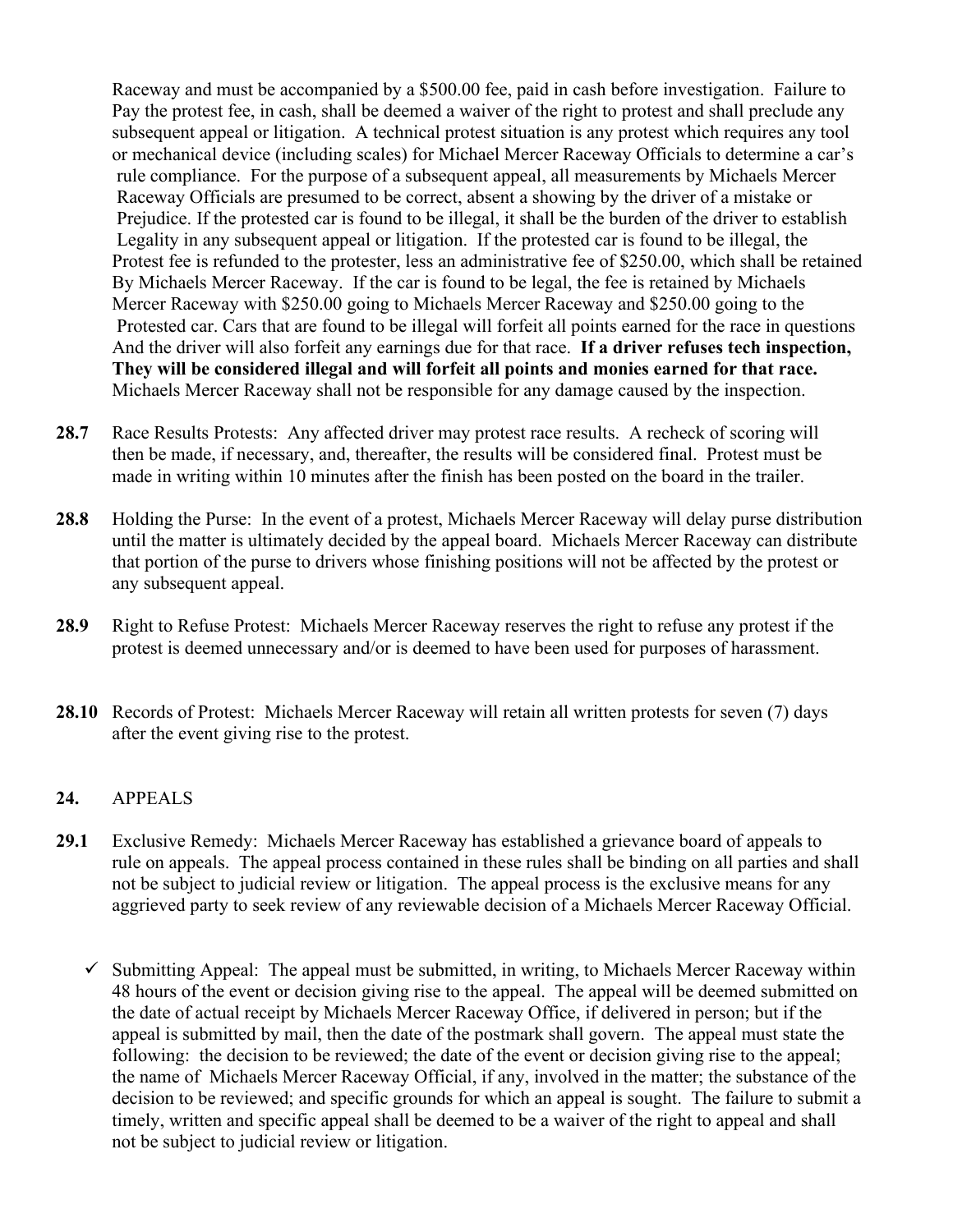Raceway and must be accompanied by a $500.00 fee, paid in cash before investigation. Failure to Pay the protest fee, in cash, shall be deemed a waiver of the right to protest and shall preclude any subsequent appeal or litigation. A technical protest situation is any protest which requires any tool or mechanical device (including scales) for Michael Mercer Raceway Officials to determine a car's rule compliance. For the purpose of a subsequent appeal, all measurements by Michaels Mercer Raceway Officials are presumed to be correct, absent a showing by the driver of a mistake or Prejudice. If the protested car is found to be illegal, it shall be the burden of the driver to establish Legality in any subsequent appeal or litigation. If the protested car is found to be illegal, the Protest fee is refunded to the protester, less an administrative fee of $250.00, which shall be retained By Michaels Mercer Raceway. If the car is found to be legal, the fee is retained by Michaels Mercer Raceway with $250.00 going to Michaels Mercer Raceway and $250.00 going to the Protested car. Cars that are found to be illegal will forfeit all points earned for the race in questions And the driver will also forfeit any earnings due for that race. **If a driver refuses tech inspection, They will be considered illegal and will forfeit all points and monies earned for that race.** Michaels Mercer Raceway shall not be responsible for any damage caused by the inspection.

**28.7** Race Results Protests: Any affected driver may protest race results. A recheck of scoring will then be made, if necessary, and, thereafter, the results will be considered final. Protest must be made in writing within 10 minutes after the finish has been posted on the board in the trailer.

**28.8** Holding the Purse: In the event of a protest, Michaels Mercer Raceway will delay purse distribution until the matter is ultimately decided by the appeal board. Michaels Mercer Raceway can distribute that portion of the purse to drivers whose finishing positions will not be affected by the protest or any subsequent appeal.

**28.9** Right to Refuse Protest: Michaels Mercer Raceway reserves the right to refuse any protest if the protest is deemed unnecessary and/or is deemed to have been used for purposes of harassment.

**28.10** Records of Protest: Michaels Mercer Raceway will retain all written protests for seven (7) days after the event giving rise to the protest.

## 24. APPEALS

**29.1** Exclusive Remedy: Michaels Mercer Raceway has established a grievance board of appeals to rule on appeals. The appeal process contained in these rules shall be binding on all parties and shall not be subject to judicial review or litigation. The appeal process is the exclusive means for any aggrieved party to seek review of any reviewable decision of a Michaels Mercer Raceway Official.

- ✓ Submitting Appeal: The appeal must be submitted, in writing, to Michaels Mercer Raceway within 48 hours of the event or decision giving rise to the appeal. The appeal will be deemed submitted on the date of actual receipt by Michaels Mercer Raceway Office, if delivered in person; but if the appeal is submitted by mail, then the date of the postmark shall govern. The appeal must state the following: the decision to be reviewed; the date of the event or decision giving rise to the appeal; the name of Michaels Mercer Raceway Official, if any, involved in the matter; the substance of the decision to be reviewed; and specific grounds for which an appeal is sought. The failure to submit a timely, written and specific appeal shall be deemed to be a waiver of the right to appeal and shall not be subject to judicial review or litigation.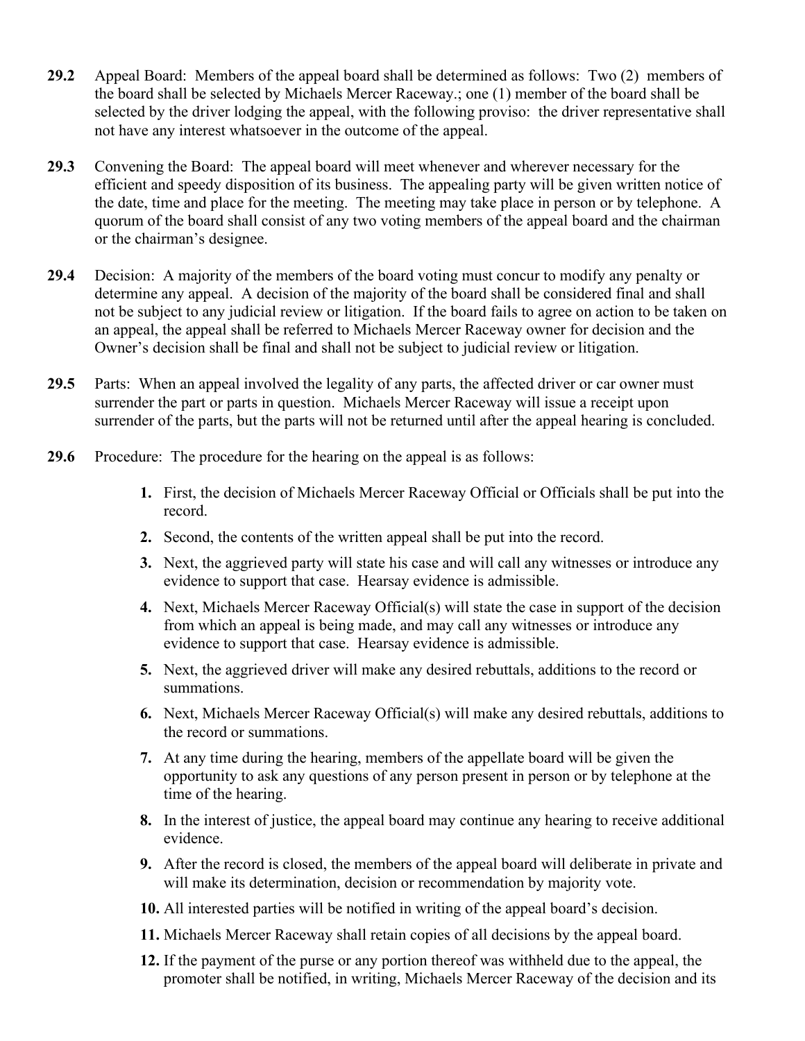**29.2** Appeal Board: Members of the appeal board shall be determined as follows: Two (2) members of the board shall be selected by Michaels Mercer Raceway.; one (1) member of the board shall be selected by the driver lodging the appeal, with the following proviso: the driver representative shall not have any interest whatsoever in the outcome of the appeal.

**29.3** Convening the Board: The appeal board will meet whenever and wherever necessary for the efficient and speedy disposition of its business. The appealing party will be given written notice of the date, time and place for the meeting. The meeting may take place in person or by telephone. A quorum of the board shall consist of any two voting members of the appeal board and the chairman or the chairman's designee.

**29.4** Decision: A majority of the members of the board voting must concur to modify any penalty or determine any appeal. A decision of the majority of the board shall be considered final and shall not be subject to any judicial review or litigation. If the board fails to agree on action to be taken on an appeal, the appeal shall be referred to Michaels Mercer Raceway owner for decision and the Owner's decision shall be final and shall not be subject to judicial review or litigation.

**29.5** Parts: When an appeal involved the legality of any parts, the affected driver or car owner must surrender the part or parts in question. Michaels Mercer Raceway will issue a receipt upon surrender of the parts, but the parts will not be returned until after the appeal hearing is concluded.

**29.6** Procedure: The procedure for the hearing on the appeal is as follows:

1. First, the decision of Michaels Mercer Raceway Official or Officials shall be put into the record.
2. Second, the contents of the written appeal shall be put into the record.
3. Next, the aggrieved party will state his case and will call any witnesses or introduce any evidence to support that case. Hearsay evidence is admissible.
4. Next, Michaels Mercer Raceway Official(s) will state the case in support of the decision from which an appeal is being made, and may call any witnesses or introduce any evidence to support that case. Hearsay evidence is admissible.
5. Next, the aggrieved driver will make any desired rebuttals, additions to the record or summations.
6. Next, Michaels Mercer Raceway Official(s) will make any desired rebuttals, additions to the record or summations.
7. At any time during the hearing, members of the appellate board will be given the opportunity to ask any questions of any person present in person or by telephone at the time of the hearing.
8. In the interest of justice, the appeal board may continue any hearing to receive additional evidence.
9. After the record is closed, the members of the appeal board will deliberate in private and will make its determination, decision or recommendation by majority vote.
10. All interested parties will be notified in writing of the appeal board's decision.
11. Michaels Mercer Raceway shall retain copies of all decisions by the appeal board.
12. If the payment of the purse or any portion thereof was withheld due to the appeal, the promoter shall be notified, in writing, Michaels Mercer Raceway of the decision and its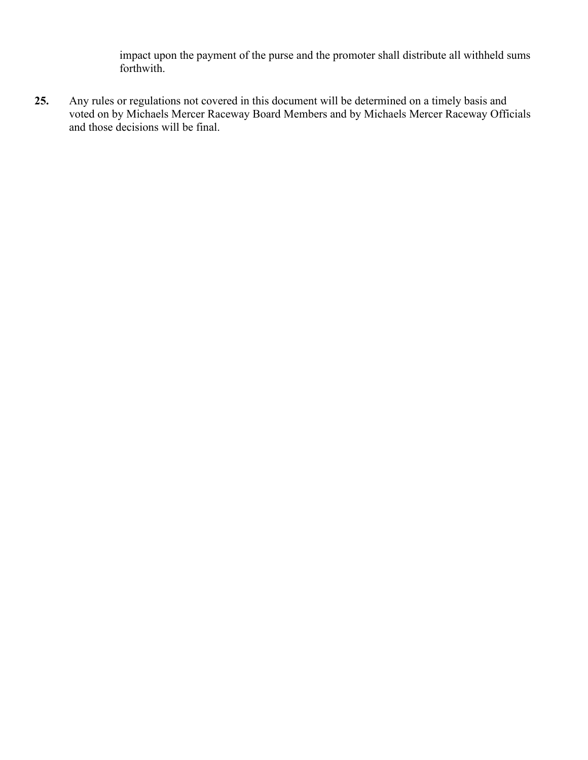impact upon the payment of the purse and the promoter shall distribute all withheld sums forthwith.

**25.** Any rules or regulations not covered in this document will be determined on a timely basis and voted on by Michaels Mercer Raceway Board Members and by Michaels Mercer Raceway Officials and those decisions will be final.